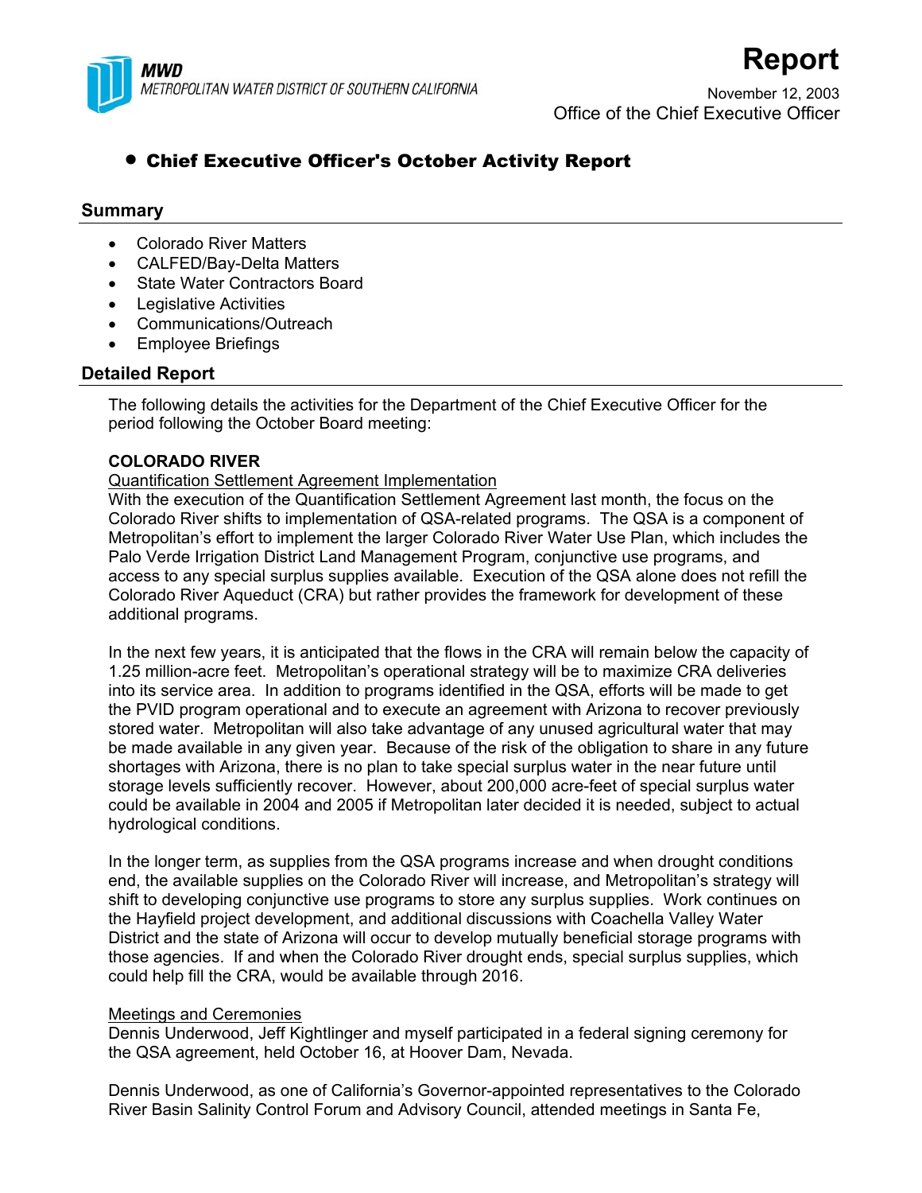MWD
METROPOLITAN WATER DISTRICT OF SOUTHERN CALIFORNIA

# Report

November 12, 2003
Office of the Chief Executive Officer

- **Chief Executive Officer's October Activity Report**

## Summary

- Colorado River Matters
- CALFED/Bay-Delta Matters
- State Water Contractors Board
- Legislative Activities
- Communications/Outreach
- Employee Briefings

## Detailed Report

The following details the activities for the Department of the Chief Executive Officer for the period following the October Board meeting:

**COLORADO RIVER**

Quantification Settlement Agreement Implementation

With the execution of the Quantification Settlement Agreement last month, the focus on the Colorado River shifts to implementation of QSA-related programs. The QSA is a component of Metropolitan's effort to implement the larger Colorado River Water Use Plan, which includes the Palo Verde Irrigation District Land Management Program, conjunctive use programs, and access to any special surplus supplies available. Execution of the QSA alone does not refill the Colorado River Aqueduct (CRA) but rather provides the framework for development of these additional programs.

In the next few years, it is anticipated that the flows in the CRA will remain below the capacity of 1.25 million-acre feet. Metropolitan's operational strategy will be to maximize CRA deliveries into its service area. In addition to programs identified in the QSA, efforts will be made to get the PVID program operational and to execute an agreement with Arizona to recover previously stored water. Metropolitan will also take advantage of any unused agricultural water that may be made available in any given year. Because of the risk of the obligation to share in any future shortages with Arizona, there is no plan to take special surplus water in the near future until storage levels sufficiently recover. However, about 200,000 acre-feet of special surplus water could be available in 2004 and 2005 if Metropolitan later decided it is needed, subject to actual hydrological conditions.

In the longer term, as supplies from the QSA programs increase and when drought conditions end, the available supplies on the Colorado River will increase, and Metropolitan's strategy will shift to developing conjunctive use programs to store any surplus supplies. Work continues on the Hayfield project development, and additional discussions with Coachella Valley Water District and the state of Arizona will occur to develop mutually beneficial storage programs with those agencies. If and when the Colorado River drought ends, special surplus supplies, which could help fill the CRA, would be available through 2016.

Meetings and Ceremonies

Dennis Underwood, Jeff Kightlinger and myself participated in a federal signing ceremony for the QSA agreement, held October 16, at Hoover Dam, Nevada.

Dennis Underwood, as one of California's Governor-appointed representatives to the Colorado River Basin Salinity Control Forum and Advisory Council, attended meetings in Santa Fe,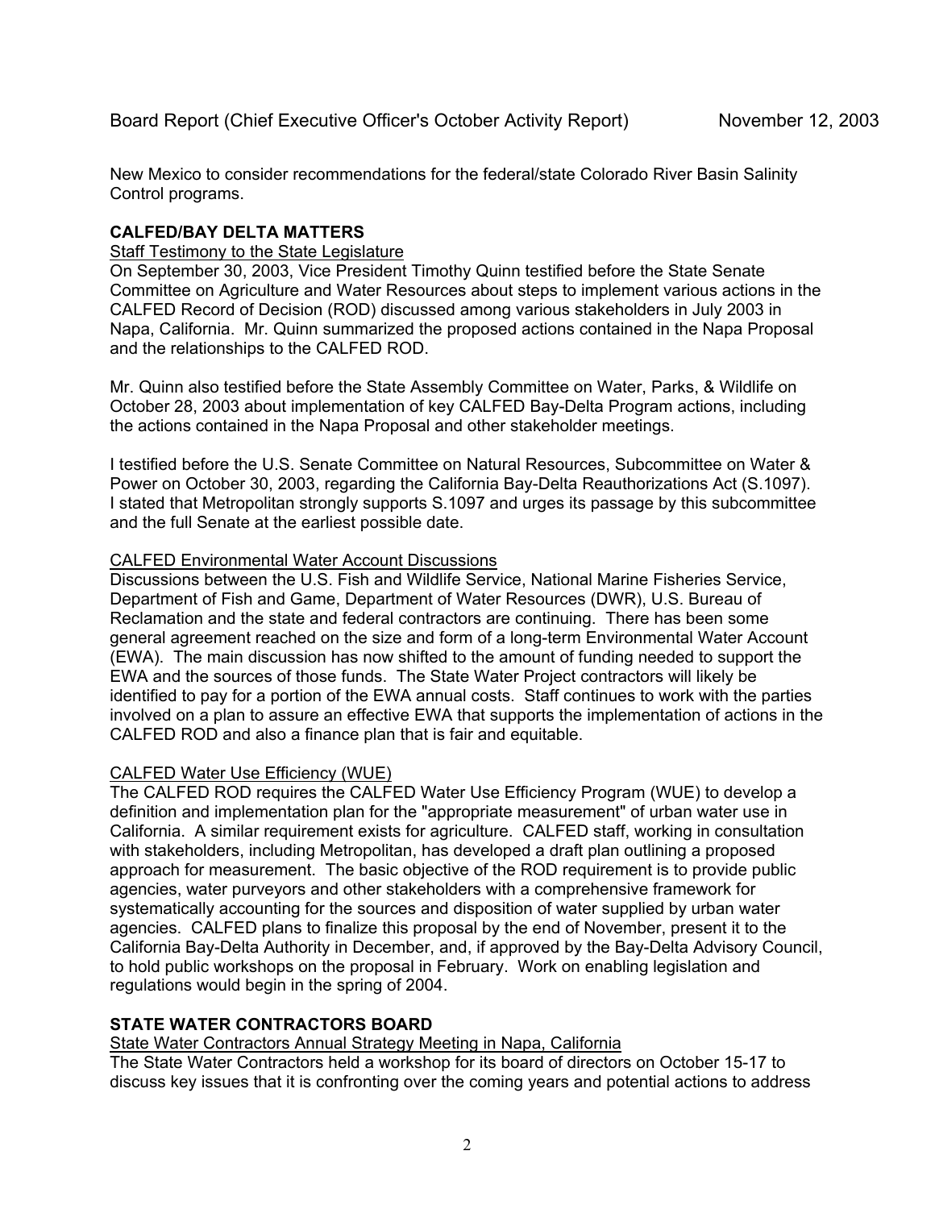New Mexico to consider recommendations for the federal/state Colorado River Basin Salinity Control programs.

**CALFED/BAY DELTA MATTERS**

Staff Testimony to the State Legislature

On September 30, 2003, Vice President Timothy Quinn testified before the State Senate Committee on Agriculture and Water Resources about steps to implement various actions in the CALFED Record of Decision (ROD) discussed among various stakeholders in July 2003 in Napa, California. Mr. Quinn summarized the proposed actions contained in the Napa Proposal and the relationships to the CALFED ROD.

Mr. Quinn also testified before the State Assembly Committee on Water, Parks, & Wildlife on October 28, 2003 about implementation of key CALFED Bay-Delta Program actions, including the actions contained in the Napa Proposal and other stakeholder meetings.

I testified before the U.S. Senate Committee on Natural Resources, Subcommittee on Water & Power on October 30, 2003, regarding the California Bay-Delta Reauthorizations Act (S.1097). I stated that Metropolitan strongly supports S.1097 and urges its passage by this subcommittee and the full Senate at the earliest possible date.

CALFED Environmental Water Account Discussions

Discussions between the U.S. Fish and Wildlife Service, National Marine Fisheries Service, Department of Fish and Game, Department of Water Resources (DWR), U.S. Bureau of Reclamation and the state and federal contractors are continuing. There has been some general agreement reached on the size and form of a long-term Environmental Water Account (EWA). The main discussion has now shifted to the amount of funding needed to support the EWA and the sources of those funds. The State Water Project contractors will likely be identified to pay for a portion of the EWA annual costs. Staff continues to work with the parties involved on a plan to assure an effective EWA that supports the implementation of actions in the CALFED ROD and also a finance plan that is fair and equitable.

CALFED Water Use Efficiency (WUE)

The CALFED ROD requires the CALFED Water Use Efficiency Program (WUE) to develop a definition and implementation plan for the "appropriate measurement" of urban water use in California. A similar requirement exists for agriculture. CALFED staff, working in consultation with stakeholders, including Metropolitan, has developed a draft plan outlining a proposed approach for measurement. The basic objective of the ROD requirement is to provide public agencies, water purveyors and other stakeholders with a comprehensive framework for systematically accounting for the sources and disposition of water supplied by urban water agencies. CALFED plans to finalize this proposal by the end of November, present it to the California Bay-Delta Authority in December, and, if approved by the Bay-Delta Advisory Council, to hold public workshops on the proposal in February. Work on enabling legislation and regulations would begin in the spring of 2004.

**STATE WATER CONTRACTORS BOARD**

State Water Contractors Annual Strategy Meeting in Napa, California

The State Water Contractors held a workshop for its board of directors on October 15-17 to discuss key issues that it is confronting over the coming years and potential actions to address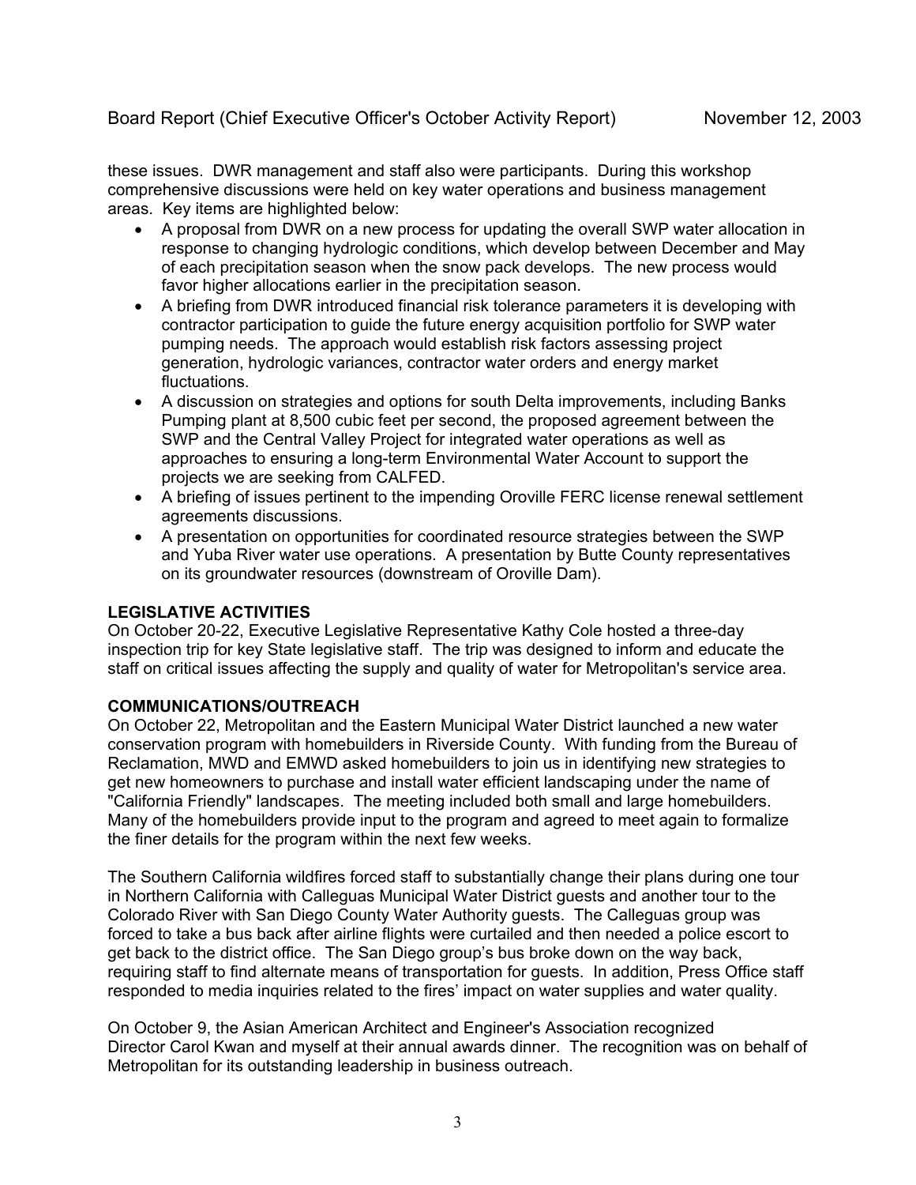these issues. DWR management and staff also were participants. During this workshop comprehensive discussions were held on key water operations and business management areas. Key items are highlighted below:

- A proposal from DWR on a new process for updating the overall SWP water allocation in response to changing hydrologic conditions, which develop between December and May of each precipitation season when the snow pack develops. The new process would favor higher allocations earlier in the precipitation season.
- A briefing from DWR introduced financial risk tolerance parameters it is developing with contractor participation to guide the future energy acquisition portfolio for SWP water pumping needs. The approach would establish risk factors assessing project generation, hydrologic variances, contractor water orders and energy market fluctuations.
- A discussion on strategies and options for south Delta improvements, including Banks Pumping plant at 8,500 cubic feet per second, the proposed agreement between the SWP and the Central Valley Project for integrated water operations as well as approaches to ensuring a long-term Environmental Water Account to support the projects we are seeking from CALFED.
- A briefing of issues pertinent to the impending Oroville FERC license renewal settlement agreements discussions.
- A presentation on opportunities for coordinated resource strategies between the SWP and Yuba River water use operations. A presentation by Butte County representatives on its groundwater resources (downstream of Oroville Dam).

**LEGISLATIVE ACTIVITIES**

On October 20-22, Executive Legislative Representative Kathy Cole hosted a three-day inspection trip for key State legislative staff. The trip was designed to inform and educate the staff on critical issues affecting the supply and quality of water for Metropolitan's service area.

**COMMUNICATIONS/OUTREACH**

On October 22, Metropolitan and the Eastern Municipal Water District launched a new water conservation program with homebuilders in Riverside County. With funding from the Bureau of Reclamation, MWD and EMWD asked homebuilders to join us in identifying new strategies to get new homeowners to purchase and install water efficient landscaping under the name of "California Friendly" landscapes. The meeting included both small and large homebuilders. Many of the homebuilders provide input to the program and agreed to meet again to formalize the finer details for the program within the next few weeks.

The Southern California wildfires forced staff to substantially change their plans during one tour in Northern California with Calleguas Municipal Water District guests and another tour to the Colorado River with San Diego County Water Authority guests. The Calleguas group was forced to take a bus back after airline flights were curtailed and then needed a police escort to get back to the district office. The San Diego group's bus broke down on the way back, requiring staff to find alternate means of transportation for guests. In addition, Press Office staff responded to media inquiries related to the fires' impact on water supplies and water quality.

On October 9, the Asian American Architect and Engineer's Association recognized Director Carol Kwan and myself at their annual awards dinner. The recognition was on behalf of Metropolitan for its outstanding leadership in business outreach.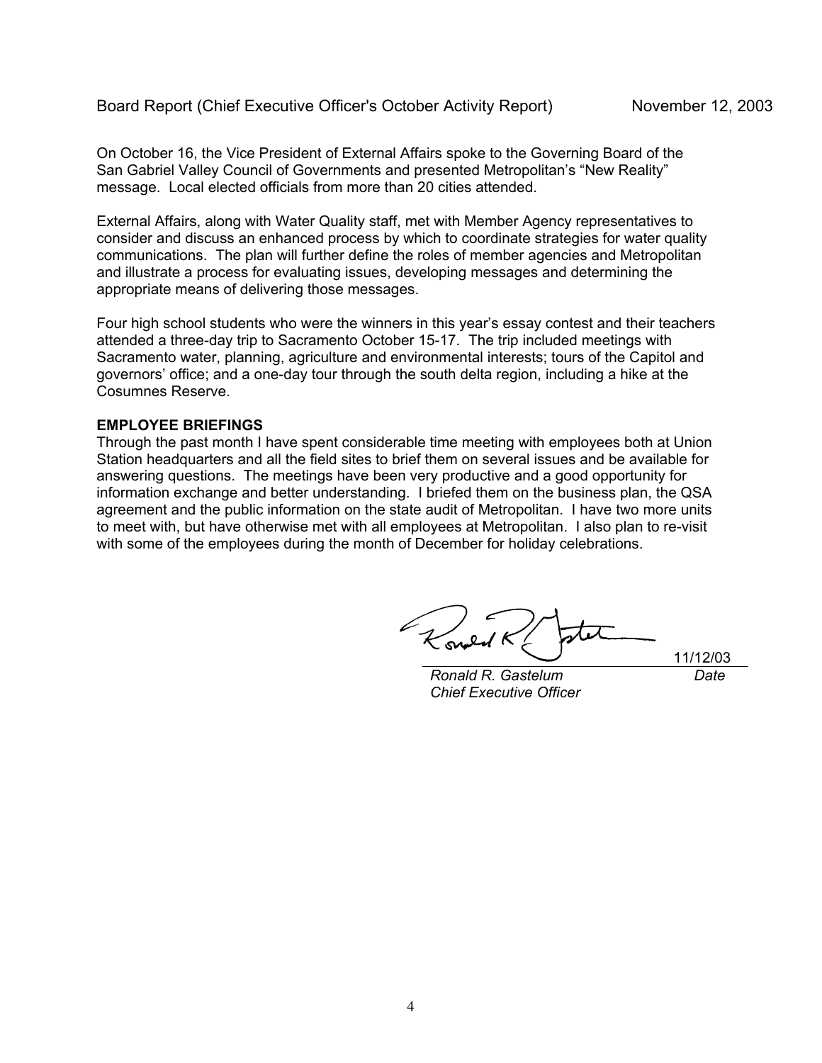On October 16, the Vice President of External Affairs spoke to the Governing Board of the San Gabriel Valley Council of Governments and presented Metropolitan's "New Reality" message. Local elected officials from more than 20 cities attended.

External Affairs, along with Water Quality staff, met with Member Agency representatives to consider and discuss an enhanced process by which to coordinate strategies for water quality communications. The plan will further define the roles of member agencies and Metropolitan and illustrate a process for evaluating issues, developing messages and determining the appropriate means of delivering those messages.

Four high school students who were the winners in this year's essay contest and their teachers attended a three-day trip to Sacramento October 15-17. The trip included meetings with Sacramento water, planning, agriculture and environmental interests; tours of the Capitol and governors' office; and a one-day tour through the south delta region, including a hike at the Cosumnes Reserve.

**EMPLOYEE BRIEFINGS**

Through the past month I have spent considerable time meeting with employees both at Union Station headquarters and all the field sites to brief them on several issues and be available for answering questions. The meetings have been very productive and a good opportunity for information exchange and better understanding. I briefed them on the business plan, the QSA agreement and the public information on the state audit of Metropolitan. I have two more units to meet with, but have otherwise met with all employees at Metropolitan. I also plan to re-visit with some of the employees during the month of December for holiday celebrations.

11/12/03

*Ronald R. Gastelum* — *Date*
*Chief Executive Officer*